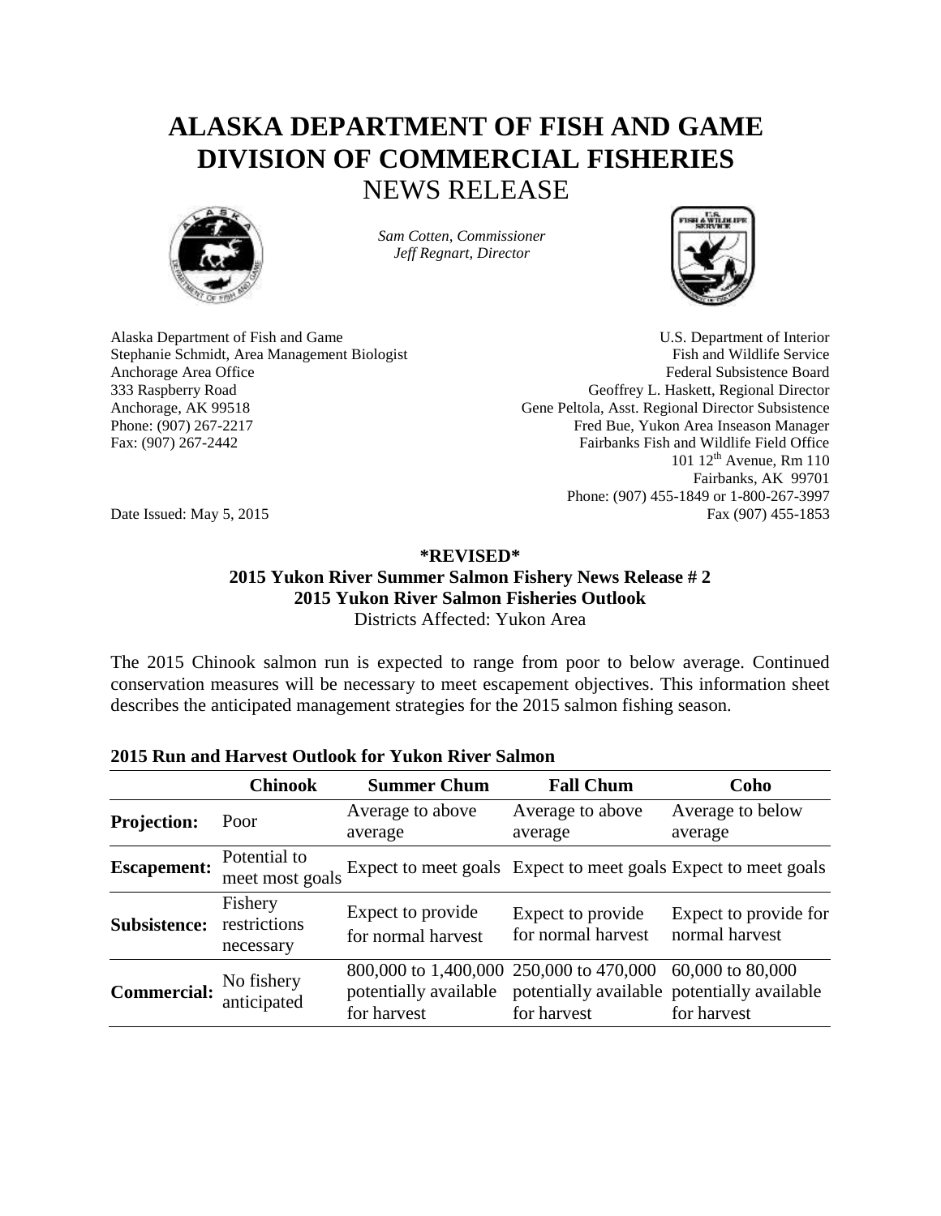# ALASKA DEPARTMENT OF FISH AND GAME
# DIVISION OF COMMERCIAL FISHERIES
## NEWS RELEASE

*Sam Cotten, Commissioner*
*Jeff Regnart, Director*

Alaska Department of Fish and Game
Stephanie Schmidt, Area Management Biologist
Anchorage Area Office
333 Raspberry Road
Anchorage, AK 99518
Phone: (907) 267-2217
Fax: (907) 267-2442

U.S. Department of Interior
Fish and Wildlife Service
Federal Subsistence Board
Geoffrey L. Haskett, Regional Director
Gene Peltola, Asst. Regional Director Subsistence
Fred Bue, Yukon Area Inseason Manager
Fairbanks Fish and Wildlife Field Office
101 12th Avenue, Rm 110
Fairbanks, AK 99701
Phone: (907) 455-1849 or 1-800-267-3997
Fax (907) 455-1853

Date Issued: May 5, 2015

**\*REVISED\***
**2015 Yukon River Summer Salmon Fishery News Release # 2**
**2015 Yukon River Salmon Fisheries Outlook**
Districts Affected: Yukon Area

The 2015 Chinook salmon run is expected to range from poor to below average. Continued conservation measures will be necessary to meet escapement objectives. This information sheet describes the anticipated management strategies for the 2015 salmon fishing season.

**2015 Run and Harvest Outlook for Yukon River Salmon**

| | Chinook | Summer Chum | Fall Chum | Coho |
|---|---|---|---|---|
| **Projection:** | Poor | Average to above average | Average to above average | Average to below average |
| **Escapement:** | Potential to meet most goals | Expect to meet goals | Expect to meet goals | Expect to meet goals |
| **Subsistence:** | Fishery restrictions necessary | Expect to provide for normal harvest | Expect to provide for normal harvest | Expect to provide for normal harvest |
| **Commercial:** | No fishery anticipated | 800,000 to 1,400,000 potentially available for harvest | 250,000 to 470,000 potentially available for harvest | 60,000 to 80,000 potentially available for harvest |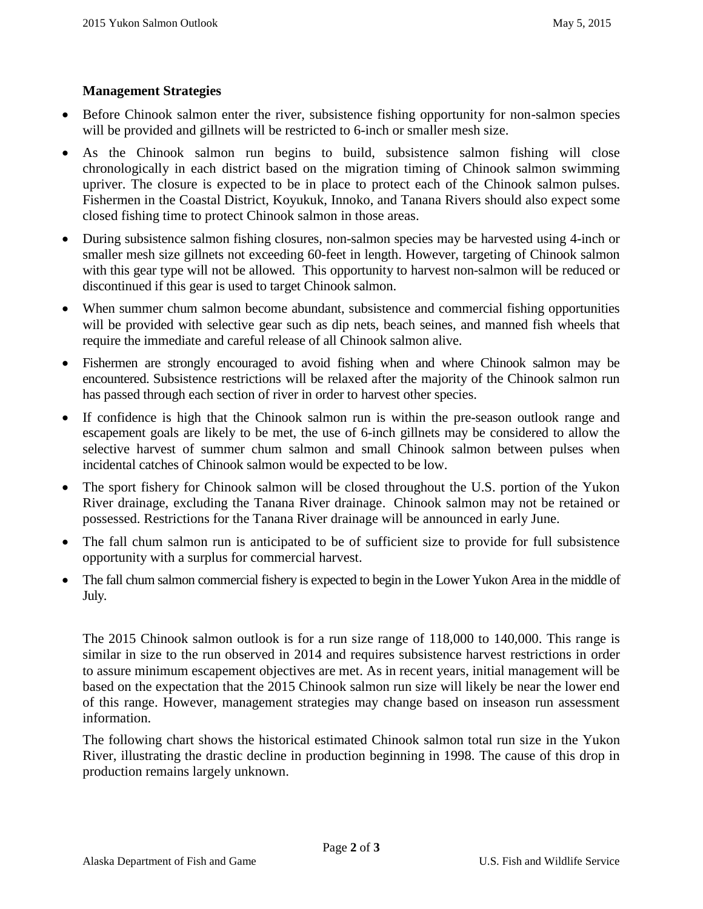**Management Strategies**

- Before Chinook salmon enter the river, subsistence fishing opportunity for non-salmon species will be provided and gillnets will be restricted to 6-inch or smaller mesh size.
- As the Chinook salmon run begins to build, subsistence salmon fishing will close chronologically in each district based on the migration timing of Chinook salmon swimming upriver. The closure is expected to be in place to protect each of the Chinook salmon pulses. Fishermen in the Coastal District, Koyukuk, Innoko, and Tanana Rivers should also expect some closed fishing time to protect Chinook salmon in those areas.
- During subsistence salmon fishing closures, non-salmon species may be harvested using 4-inch or smaller mesh size gillnets not exceeding 60-feet in length. However, targeting of Chinook salmon with this gear type will not be allowed. This opportunity to harvest non-salmon will be reduced or discontinued if this gear is used to target Chinook salmon.
- When summer chum salmon become abundant, subsistence and commercial fishing opportunities will be provided with selective gear such as dip nets, beach seines, and manned fish wheels that require the immediate and careful release of all Chinook salmon alive.
- Fishermen are strongly encouraged to avoid fishing when and where Chinook salmon may be encountered. Subsistence restrictions will be relaxed after the majority of the Chinook salmon run has passed through each section of river in order to harvest other species.
- If confidence is high that the Chinook salmon run is within the pre-season outlook range and escapement goals are likely to be met, the use of 6-inch gillnets may be considered to allow the selective harvest of summer chum salmon and small Chinook salmon between pulses when incidental catches of Chinook salmon would be expected to be low.
- The sport fishery for Chinook salmon will be closed throughout the U.S. portion of the Yukon River drainage, excluding the Tanana River drainage. Chinook salmon may not be retained or possessed. Restrictions for the Tanana River drainage will be announced in early June.
- The fall chum salmon run is anticipated to be of sufficient size to provide for full subsistence opportunity with a surplus for commercial harvest.
- The fall chum salmon commercial fishery is expected to begin in the Lower Yukon Area in the middle of July.

The 2015 Chinook salmon outlook is for a run size range of 118,000 to 140,000. This range is similar in size to the run observed in 2014 and requires subsistence harvest restrictions in order to assure minimum escapement objectives are met. As in recent years, initial management will be based on the expectation that the 2015 Chinook salmon run size will likely be near the lower end of this range. However, management strategies may change based on inseason run assessment information.

The following chart shows the historical estimated Chinook salmon total run size in the Yukon River, illustrating the drastic decline in production beginning in 1998. The cause of this drop in production remains largely unknown.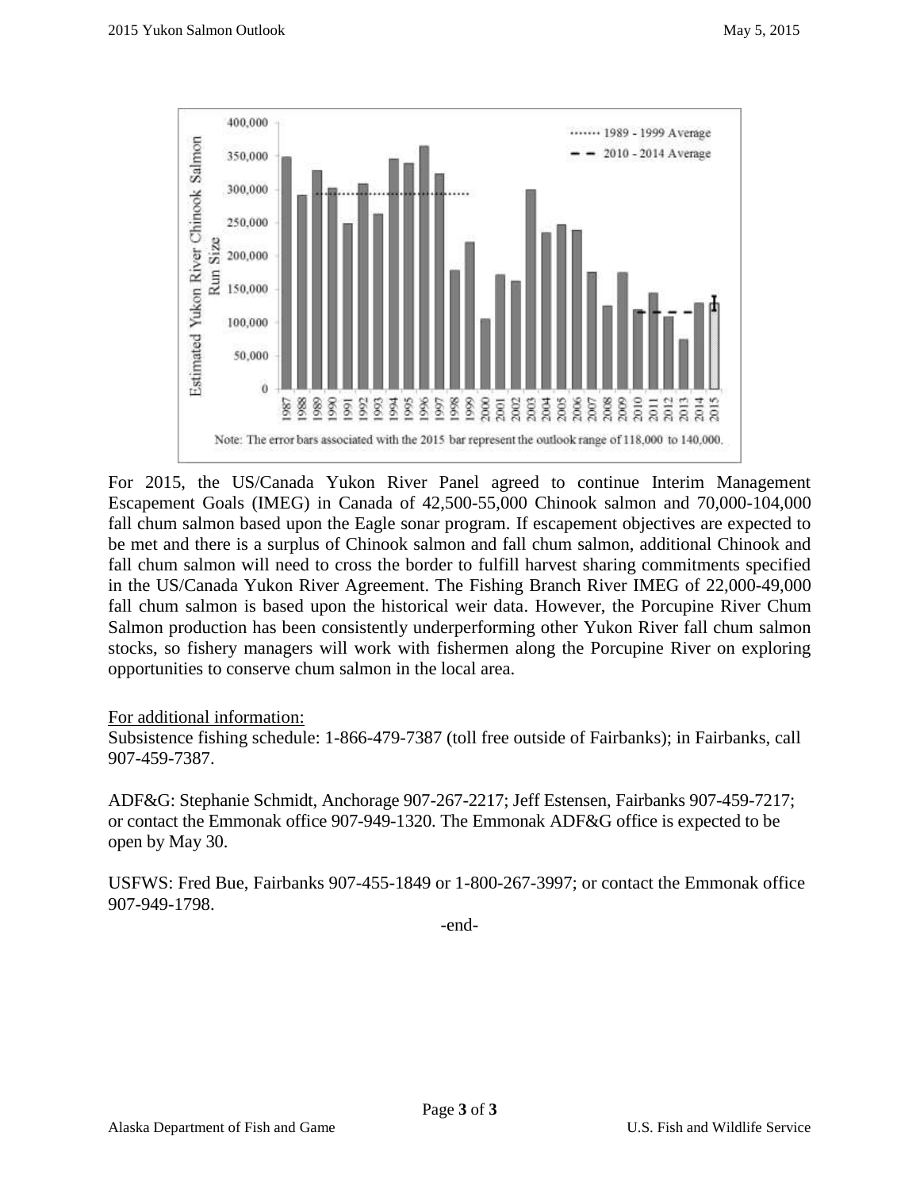400,000
350,000
300,000
250,000
200,000
150,000
100,000
50,000
0

Estimated Yukon River Chinook Salmon Run Size

1989 - 1999 Average
2010 - 2014 Average

1987 1988 1989 1990 1991 1992 1993 1994 1995 1996 1997 1998 1999 2000 2001 2002 2003 2004 2005 2006 2007 2008 2009 2010 2011 2012 2013 2014 2015

Note: The error bars associated with the 2015 bar represent the outlook range of 118,000 to 140,000.

For 2015, the US/Canada Yukon River Panel agreed to continue Interim Management Escapement Goals (IMEG) in Canada of 42,500-55,000 Chinook salmon and 70,000-104,000 fall chum salmon based upon the Eagle sonar program. If escapement objectives are expected to be met and there is a surplus of Chinook salmon and fall chum salmon, additional Chinook and fall chum salmon will need to cross the border to fulfill harvest sharing commitments specified in the US/Canada Yukon River Agreement. The Fishing Branch River IMEG of 22,000-49,000 fall chum salmon is based upon the historical weir data. However, the Porcupine River Chum Salmon production has been consistently underperforming other Yukon River fall chum salmon stocks, so fishery managers will work with fishermen along the Porcupine River on exploring opportunities to conserve chum salmon in the local area.

For additional information:
Subsistence fishing schedule: 1-866-479-7387 (toll free outside of Fairbanks); in Fairbanks, call 907-459-7387.

ADF&G: Stephanie Schmidt, Anchorage 907-267-2217; Jeff Estensen, Fairbanks 907-459-7217; or contact the Emmonak office 907-949-1320. The Emmonak ADF&G office is expected to be open by May 30.

USFWS: Fred Bue, Fairbanks 907-455-1849 or 1-800-267-3997; or contact the Emmonak office 907-949-1798.

-end-